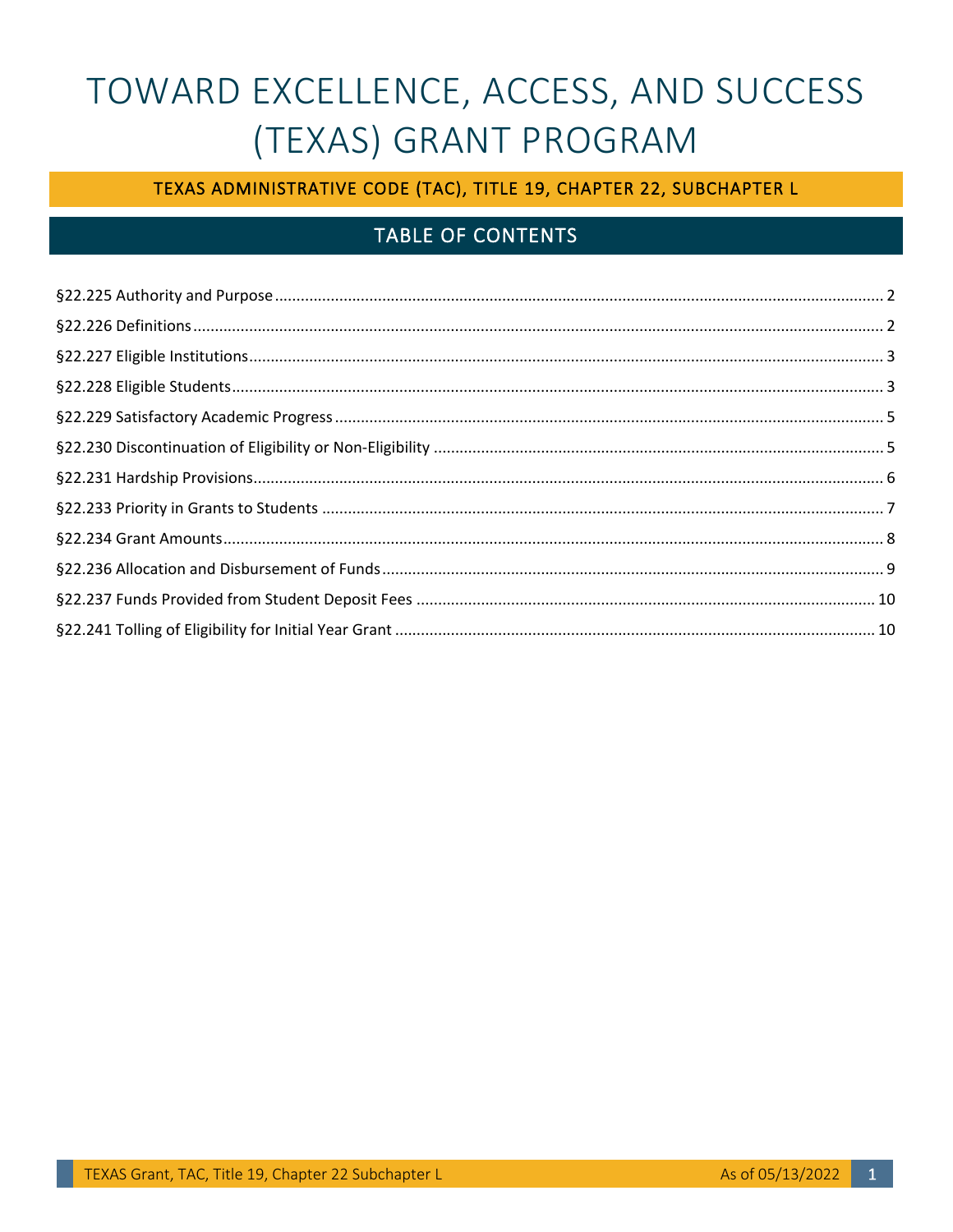# TOWARD EXCELLENCE, ACCESS, AND SUCCESS (TEXAS) GRANT PROGRAM

## TEXAS ADMINISTRATIVE CODE (TAC), TITLE 19, CHAPTER 22, SUBCHAPTER L

## TABLE OF CONTENTS

§22.225 Authority and Purpose ........ 2

§22.226 Definitions ........ 2

§22.227 Eligible Institutions ........ 3

§22.228 Eligible Students ........ 3

§22.229 Satisfactory Academic Progress ........ 5

§22.230 Discontinuation of Eligibility or Non-Eligibility ........ 5

§22.231 Hardship Provisions ........ 6

§22.233 Priority in Grants to Students ........ 7

§22.234 Grant Amounts ........ 8

§22.236 Allocation and Disbursement of Funds ........ 9

§22.237 Funds Provided from Student Deposit Fees ........ 10

§22.241 Tolling of Eligibility for Initial Year Grant ........ 10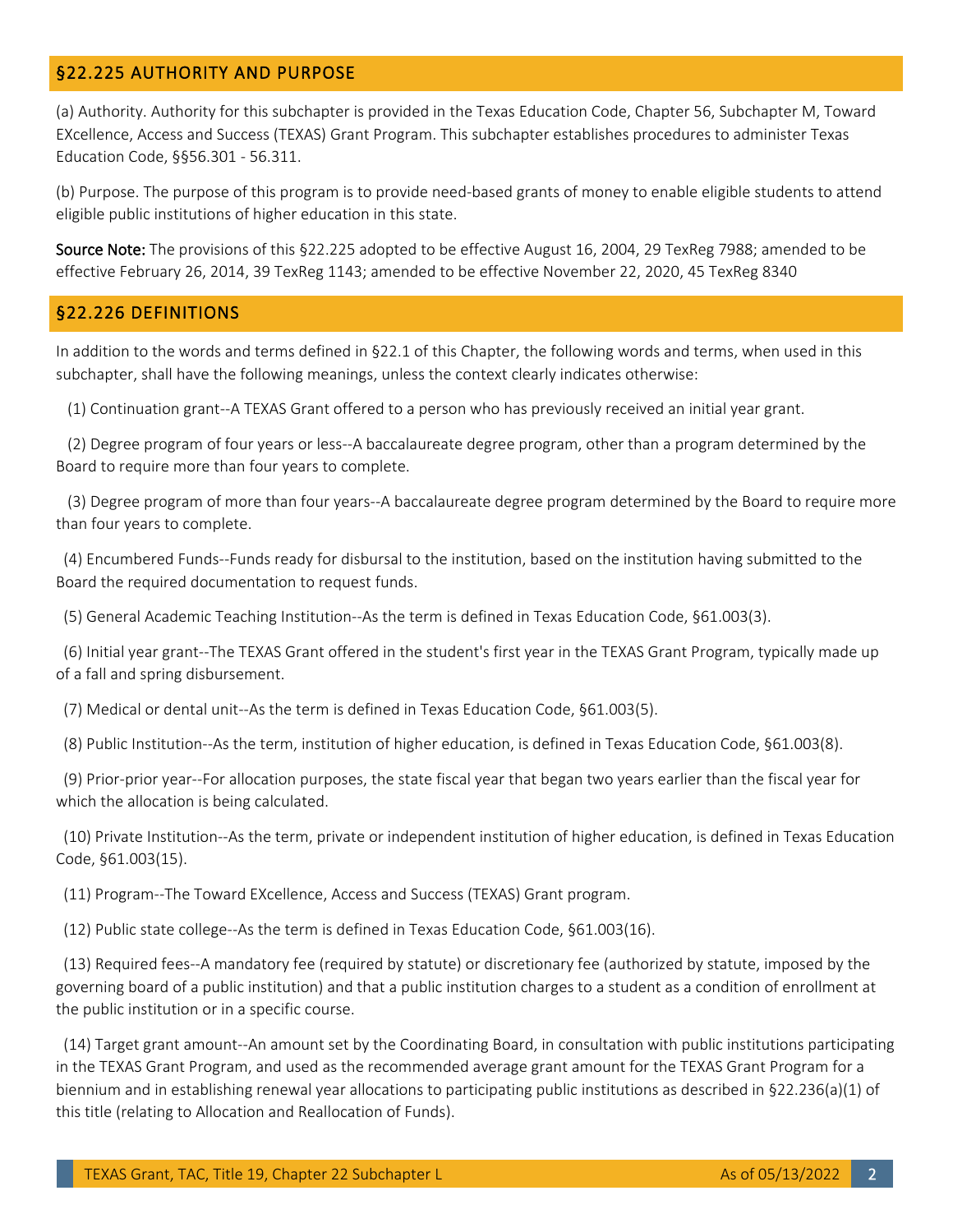## §22.225 AUTHORITY AND PURPOSE

(a) Authority. Authority for this subchapter is provided in the Texas Education Code, Chapter 56, Subchapter M, Toward EXcellence, Access and Success (TEXAS) Grant Program. This subchapter establishes procedures to administer Texas Education Code, §§56.301 - 56.311.

(b) Purpose. The purpose of this program is to provide need-based grants of money to enable eligible students to attend eligible public institutions of higher education in this state.

**Source Note:** The provisions of this §22.225 adopted to be effective August 16, 2004, 29 TexReg 7988; amended to be effective February 26, 2014, 39 TexReg 1143; amended to be effective November 22, 2020, 45 TexReg 8340

## §22.226 DEFINITIONS

In addition to the words and terms defined in §22.1 of this Chapter, the following words and terms, when used in this subchapter, shall have the following meanings, unless the context clearly indicates otherwise:

(1) Continuation grant--A TEXAS Grant offered to a person who has previously received an initial year grant.

(2) Degree program of four years or less--A baccalaureate degree program, other than a program determined by the Board to require more than four years to complete.

(3) Degree program of more than four years--A baccalaureate degree program determined by the Board to require more than four years to complete.

(4) Encumbered Funds--Funds ready for disbursal to the institution, based on the institution having submitted to the Board the required documentation to request funds.

(5) General Academic Teaching Institution--As the term is defined in Texas Education Code, §61.003(3).

(6) Initial year grant--The TEXAS Grant offered in the student's first year in the TEXAS Grant Program, typically made up of a fall and spring disbursement.

(7) Medical or dental unit--As the term is defined in Texas Education Code, §61.003(5).

(8) Public Institution--As the term, institution of higher education, is defined in Texas Education Code, §61.003(8).

(9) Prior-prior year--For allocation purposes, the state fiscal year that began two years earlier than the fiscal year for which the allocation is being calculated.

(10) Private Institution--As the term, private or independent institution of higher education, is defined in Texas Education Code, §61.003(15).

(11) Program--The Toward EXcellence, Access and Success (TEXAS) Grant program.

(12) Public state college--As the term is defined in Texas Education Code, §61.003(16).

(13) Required fees--A mandatory fee (required by statute) or discretionary fee (authorized by statute, imposed by the governing board of a public institution) and that a public institution charges to a student as a condition of enrollment at the public institution or in a specific course.

(14) Target grant amount--An amount set by the Coordinating Board, in consultation with public institutions participating in the TEXAS Grant Program, and used as the recommended average grant amount for the TEXAS Grant Program for a biennium and in establishing renewal year allocations to participating public institutions as described in §22.236(a)(1) of this title (relating to Allocation and Reallocation of Funds).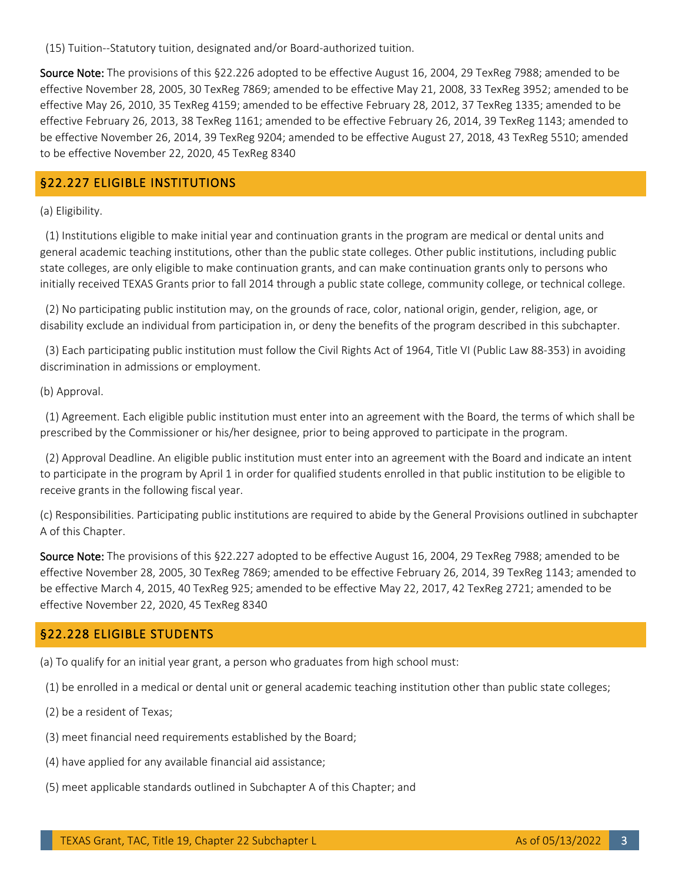(15) Tuition--Statutory tuition, designated and/or Board-authorized tuition.

**Source Note:** The provisions of this §22.226 adopted to be effective August 16, 2004, 29 TexReg 7988; amended to be effective November 28, 2005, 30 TexReg 7869; amended to be effective May 21, 2008, 33 TexReg 3952; amended to be effective May 26, 2010, 35 TexReg 4159; amended to be effective February 28, 2012, 37 TexReg 1335; amended to be effective February 26, 2013, 38 TexReg 1161; amended to be effective February 26, 2014, 39 TexReg 1143; amended to be effective November 26, 2014, 39 TexReg 9204; amended to be effective August 27, 2018, 43 TexReg 5510; amended to be effective November 22, 2020, 45 TexReg 8340

## §22.227 ELIGIBLE INSTITUTIONS

(a) Eligibility.

(1) Institutions eligible to make initial year and continuation grants in the program are medical or dental units and general academic teaching institutions, other than the public state colleges. Other public institutions, including public state colleges, are only eligible to make continuation grants, and can make continuation grants only to persons who initially received TEXAS Grants prior to fall 2014 through a public state college, community college, or technical college.

(2) No participating public institution may, on the grounds of race, color, national origin, gender, religion, age, or disability exclude an individual from participation in, or deny the benefits of the program described in this subchapter.

(3) Each participating public institution must follow the Civil Rights Act of 1964, Title VI (Public Law 88-353) in avoiding discrimination in admissions or employment.

(b) Approval.

(1) Agreement. Each eligible public institution must enter into an agreement with the Board, the terms of which shall be prescribed by the Commissioner or his/her designee, prior to being approved to participate in the program.

(2) Approval Deadline. An eligible public institution must enter into an agreement with the Board and indicate an intent to participate in the program by April 1 in order for qualified students enrolled in that public institution to be eligible to receive grants in the following fiscal year.

(c) Responsibilities. Participating public institutions are required to abide by the General Provisions outlined in subchapter A of this Chapter.

**Source Note:** The provisions of this §22.227 adopted to be effective August 16, 2004, 29 TexReg 7988; amended to be effective November 28, 2005, 30 TexReg 7869; amended to be effective February 26, 2014, 39 TexReg 1143; amended to be effective March 4, 2015, 40 TexReg 925; amended to be effective May 22, 2017, 42 TexReg 2721; amended to be effective November 22, 2020, 45 TexReg 8340

## §22.228 ELIGIBLE STUDENTS

(a) To qualify for an initial year grant, a person who graduates from high school must:

(1) be enrolled in a medical or dental unit or general academic teaching institution other than public state colleges;

(2) be a resident of Texas;

(3) meet financial need requirements established by the Board;

(4) have applied for any available financial aid assistance;

(5) meet applicable standards outlined in Subchapter A of this Chapter; and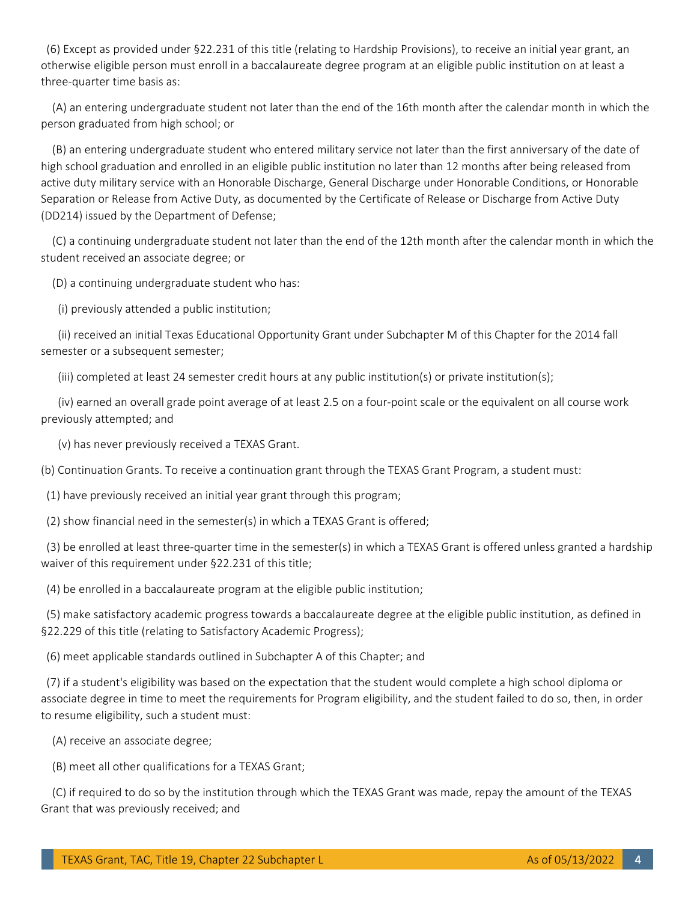(6) Except as provided under §22.231 of this title (relating to Hardship Provisions), to receive an initial year grant, an otherwise eligible person must enroll in a baccalaureate degree program at an eligible public institution on at least a three-quarter time basis as:

(A) an entering undergraduate student not later than the end of the 16th month after the calendar month in which the person graduated from high school; or

(B) an entering undergraduate student who entered military service not later than the first anniversary of the date of high school graduation and enrolled in an eligible public institution no later than 12 months after being released from active duty military service with an Honorable Discharge, General Discharge under Honorable Conditions, or Honorable Separation or Release from Active Duty, as documented by the Certificate of Release or Discharge from Active Duty (DD214) issued by the Department of Defense;

(C) a continuing undergraduate student not later than the end of the 12th month after the calendar month in which the student received an associate degree; or

(D) a continuing undergraduate student who has:

(i) previously attended a public institution;

(ii) received an initial Texas Educational Opportunity Grant under Subchapter M of this Chapter for the 2014 fall semester or a subsequent semester;

(iii) completed at least 24 semester credit hours at any public institution(s) or private institution(s);

(iv) earned an overall grade point average of at least 2.5 on a four-point scale or the equivalent on all course work previously attempted; and

(v) has never previously received a TEXAS Grant.

(b) Continuation Grants. To receive a continuation grant through the TEXAS Grant Program, a student must:

(1) have previously received an initial year grant through this program;

(2) show financial need in the semester(s) in which a TEXAS Grant is offered;

(3) be enrolled at least three-quarter time in the semester(s) in which a TEXAS Grant is offered unless granted a hardship waiver of this requirement under §22.231 of this title;

(4) be enrolled in a baccalaureate program at the eligible public institution;

(5) make satisfactory academic progress towards a baccalaureate degree at the eligible public institution, as defined in §22.229 of this title (relating to Satisfactory Academic Progress);

(6) meet applicable standards outlined in Subchapter A of this Chapter; and

(7) if a student's eligibility was based on the expectation that the student would complete a high school diploma or associate degree in time to meet the requirements for Program eligibility, and the student failed to do so, then, in order to resume eligibility, such a student must:

(A) receive an associate degree;

(B) meet all other qualifications for a TEXAS Grant;

(C) if required to do so by the institution through which the TEXAS Grant was made, repay the amount of the TEXAS Grant that was previously received; and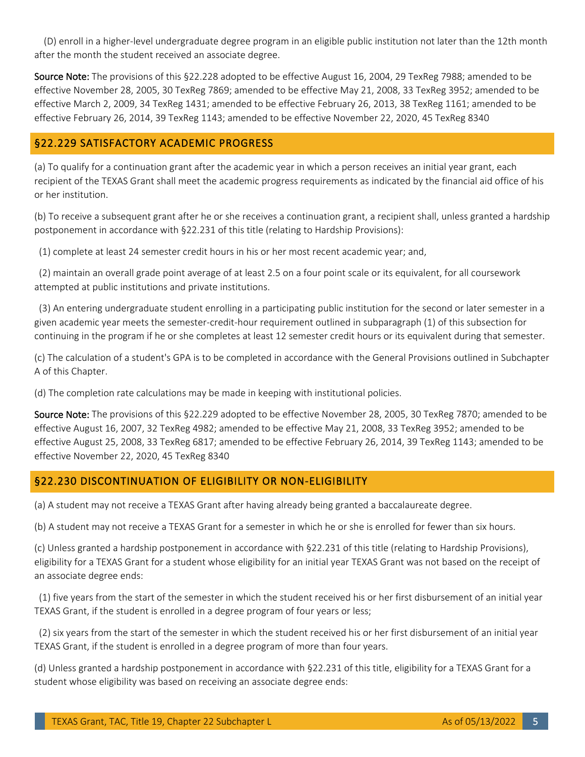(D) enroll in a higher-level undergraduate degree program in an eligible public institution not later than the 12th month after the month the student received an associate degree.

**Source Note:** The provisions of this §22.228 adopted to be effective August 16, 2004, 29 TexReg 7988; amended to be effective November 28, 2005, 30 TexReg 7869; amended to be effective May 21, 2008, 33 TexReg 3952; amended to be effective March 2, 2009, 34 TexReg 1431; amended to be effective February 26, 2013, 38 TexReg 1161; amended to be effective February 26, 2014, 39 TexReg 1143; amended to be effective November 22, 2020, 45 TexReg 8340

## §22.229 SATISFACTORY ACADEMIC PROGRESS

(a) To qualify for a continuation grant after the academic year in which a person receives an initial year grant, each recipient of the TEXAS Grant shall meet the academic progress requirements as indicated by the financial aid office of his or her institution.

(b) To receive a subsequent grant after he or she receives a continuation grant, a recipient shall, unless granted a hardship postponement in accordance with §22.231 of this title (relating to Hardship Provisions):

(1) complete at least 24 semester credit hours in his or her most recent academic year; and,

(2) maintain an overall grade point average of at least 2.5 on a four point scale or its equivalent, for all coursework attempted at public institutions and private institutions.

(3) An entering undergraduate student enrolling in a participating public institution for the second or later semester in a given academic year meets the semester-credit-hour requirement outlined in subparagraph (1) of this subsection for continuing in the program if he or she completes at least 12 semester credit hours or its equivalent during that semester.

(c) The calculation of a student's GPA is to be completed in accordance with the General Provisions outlined in Subchapter A of this Chapter.

(d) The completion rate calculations may be made in keeping with institutional policies.

**Source Note:** The provisions of this §22.229 adopted to be effective November 28, 2005, 30 TexReg 7870; amended to be effective August 16, 2007, 32 TexReg 4982; amended to be effective May 21, 2008, 33 TexReg 3952; amended to be effective August 25, 2008, 33 TexReg 6817; amended to be effective February 26, 2014, 39 TexReg 1143; amended to be effective November 22, 2020, 45 TexReg 8340

## §22.230 DISCONTINUATION OF ELIGIBILITY OR NON-ELIGIBILITY

(a) A student may not receive a TEXAS Grant after having already being granted a baccalaureate degree.

(b) A student may not receive a TEXAS Grant for a semester in which he or she is enrolled for fewer than six hours.

(c) Unless granted a hardship postponement in accordance with §22.231 of this title (relating to Hardship Provisions), eligibility for a TEXAS Grant for a student whose eligibility for an initial year TEXAS Grant was not based on the receipt of an associate degree ends:

(1) five years from the start of the semester in which the student received his or her first disbursement of an initial year TEXAS Grant, if the student is enrolled in a degree program of four years or less;

(2) six years from the start of the semester in which the student received his or her first disbursement of an initial year TEXAS Grant, if the student is enrolled in a degree program of more than four years.

(d) Unless granted a hardship postponement in accordance with §22.231 of this title, eligibility for a TEXAS Grant for a student whose eligibility was based on receiving an associate degree ends: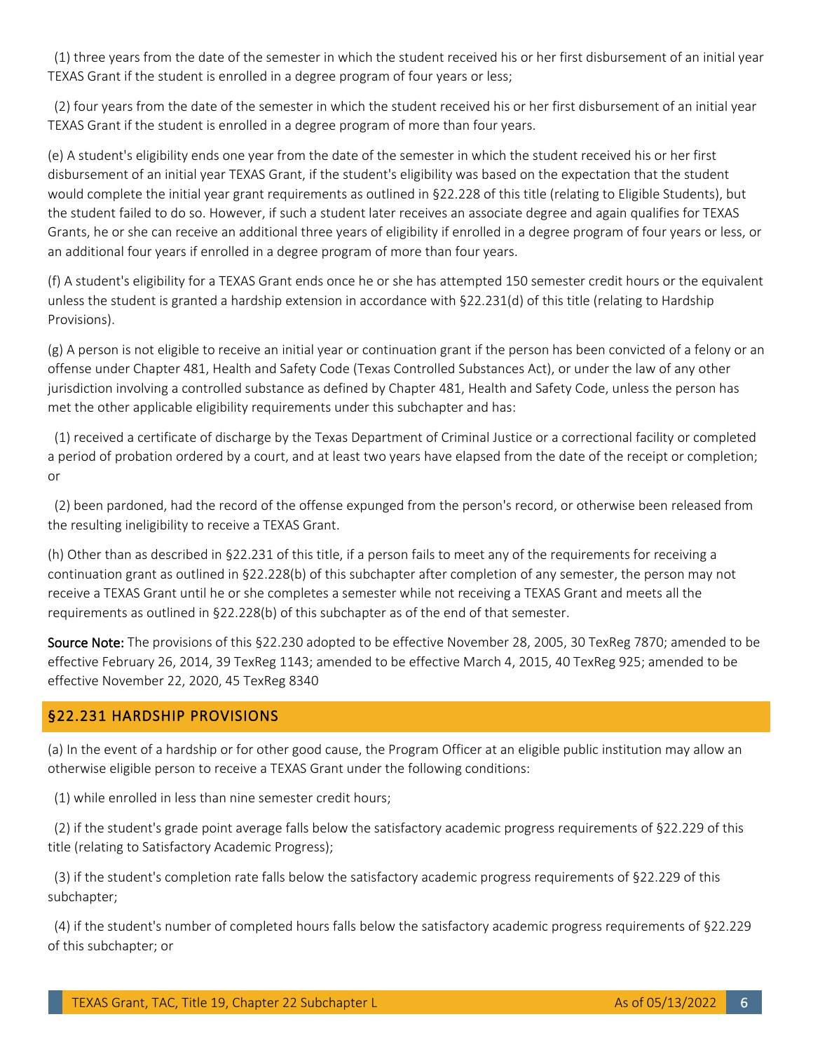(1) three years from the date of the semester in which the student received his or her first disbursement of an initial year TEXAS Grant if the student is enrolled in a degree program of four years or less;

(2) four years from the date of the semester in which the student received his or her first disbursement of an initial year TEXAS Grant if the student is enrolled in a degree program of more than four years.

(e) A student's eligibility ends one year from the date of the semester in which the student received his or her first disbursement of an initial year TEXAS Grant, if the student's eligibility was based on the expectation that the student would complete the initial year grant requirements as outlined in §22.228 of this title (relating to Eligible Students), but the student failed to do so. However, if such a student later receives an associate degree and again qualifies for TEXAS Grants, he or she can receive an additional three years of eligibility if enrolled in a degree program of four years or less, or an additional four years if enrolled in a degree program of more than four years.

(f) A student's eligibility for a TEXAS Grant ends once he or she has attempted 150 semester credit hours or the equivalent unless the student is granted a hardship extension in accordance with §22.231(d) of this title (relating to Hardship Provisions).

(g) A person is not eligible to receive an initial year or continuation grant if the person has been convicted of a felony or an offense under Chapter 481, Health and Safety Code (Texas Controlled Substances Act), or under the law of any other jurisdiction involving a controlled substance as defined by Chapter 481, Health and Safety Code, unless the person has met the other applicable eligibility requirements under this subchapter and has:

(1) received a certificate of discharge by the Texas Department of Criminal Justice or a correctional facility or completed a period of probation ordered by a court, and at least two years have elapsed from the date of the receipt or completion; or

(2) been pardoned, had the record of the offense expunged from the person's record, or otherwise been released from the resulting ineligibility to receive a TEXAS Grant.

(h) Other than as described in §22.231 of this title, if a person fails to meet any of the requirements for receiving a continuation grant as outlined in §22.228(b) of this subchapter after completion of any semester, the person may not receive a TEXAS Grant until he or she completes a semester while not receiving a TEXAS Grant and meets all the requirements as outlined in §22.228(b) of this subchapter as of the end of that semester.

**Source Note:** The provisions of this §22.230 adopted to be effective November 28, 2005, 30 TexReg 7870; amended to be effective February 26, 2014, 39 TexReg 1143; amended to be effective March 4, 2015, 40 TexReg 925; amended to be effective November 22, 2020, 45 TexReg 8340

## §22.231 HARDSHIP PROVISIONS

(a) In the event of a hardship or for other good cause, the Program Officer at an eligible public institution may allow an otherwise eligible person to receive a TEXAS Grant under the following conditions:

(1) while enrolled in less than nine semester credit hours;

(2) if the student's grade point average falls below the satisfactory academic progress requirements of §22.229 of this title (relating to Satisfactory Academic Progress);

(3) if the student's completion rate falls below the satisfactory academic progress requirements of §22.229 of this subchapter;

(4) if the student's number of completed hours falls below the satisfactory academic progress requirements of §22.229 of this subchapter; or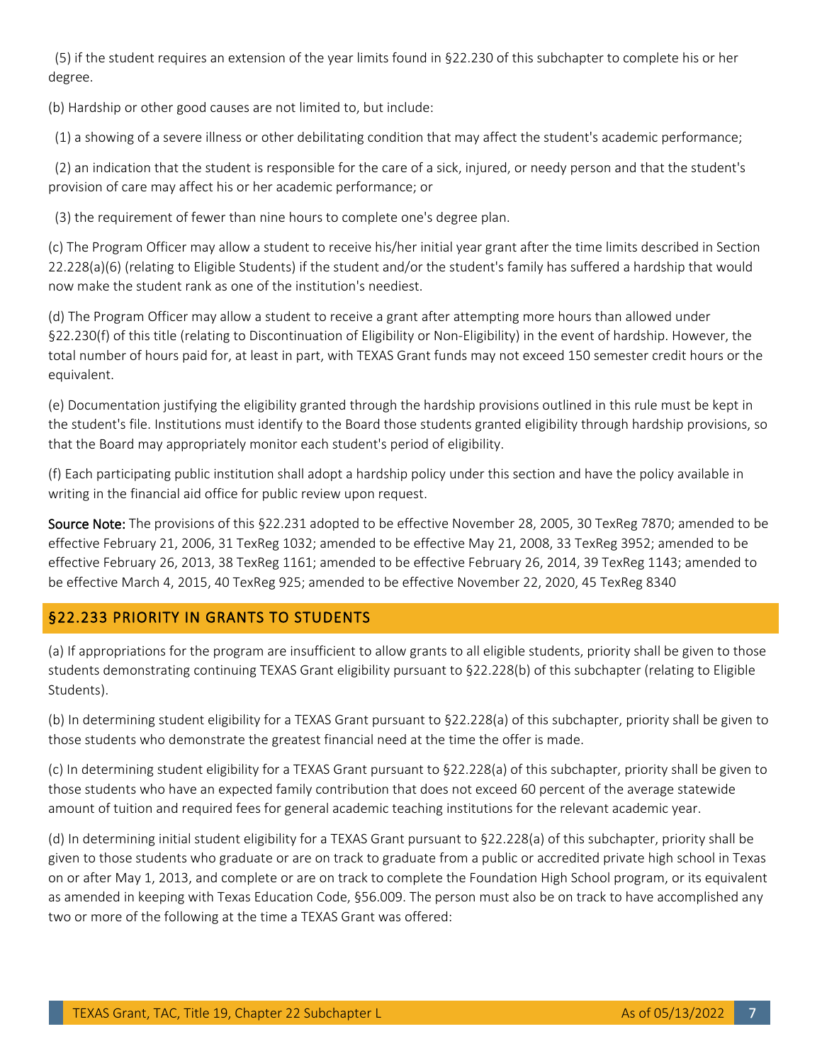(5) if the student requires an extension of the year limits found in §22.230 of this subchapter to complete his or her degree.

(b) Hardship or other good causes are not limited to, but include:

(1) a showing of a severe illness or other debilitating condition that may affect the student's academic performance;

(2) an indication that the student is responsible for the care of a sick, injured, or needy person and that the student's provision of care may affect his or her academic performance; or

(3) the requirement of fewer than nine hours to complete one's degree plan.

(c) The Program Officer may allow a student to receive his/her initial year grant after the time limits described in Section 22.228(a)(6) (relating to Eligible Students) if the student and/or the student's family has suffered a hardship that would now make the student rank as one of the institution's neediest.

(d) The Program Officer may allow a student to receive a grant after attempting more hours than allowed under §22.230(f) of this title (relating to Discontinuation of Eligibility or Non-Eligibility) in the event of hardship. However, the total number of hours paid for, at least in part, with TEXAS Grant funds may not exceed 150 semester credit hours or the equivalent.

(e) Documentation justifying the eligibility granted through the hardship provisions outlined in this rule must be kept in the student's file. Institutions must identify to the Board those students granted eligibility through hardship provisions, so that the Board may appropriately monitor each student's period of eligibility.

(f) Each participating public institution shall adopt a hardship policy under this section and have the policy available in writing in the financial aid office for public review upon request.

**Source Note:** The provisions of this §22.231 adopted to be effective November 28, 2005, 30 TexReg 7870; amended to be effective February 21, 2006, 31 TexReg 1032; amended to be effective May 21, 2008, 33 TexReg 3952; amended to be effective February 26, 2013, 38 TexReg 1161; amended to be effective February 26, 2014, 39 TexReg 1143; amended to be effective March 4, 2015, 40 TexReg 925; amended to be effective November 22, 2020, 45 TexReg 8340

## §22.233 PRIORITY IN GRANTS TO STUDENTS

(a) If appropriations for the program are insufficient to allow grants to all eligible students, priority shall be given to those students demonstrating continuing TEXAS Grant eligibility pursuant to §22.228(b) of this subchapter (relating to Eligible Students).

(b) In determining student eligibility for a TEXAS Grant pursuant to §22.228(a) of this subchapter, priority shall be given to those students who demonstrate the greatest financial need at the time the offer is made.

(c) In determining student eligibility for a TEXAS Grant pursuant to §22.228(a) of this subchapter, priority shall be given to those students who have an expected family contribution that does not exceed 60 percent of the average statewide amount of tuition and required fees for general academic teaching institutions for the relevant academic year.

(d) In determining initial student eligibility for a TEXAS Grant pursuant to §22.228(a) of this subchapter, priority shall be given to those students who graduate or are on track to graduate from a public or accredited private high school in Texas on or after May 1, 2013, and complete or are on track to complete the Foundation High School program, or its equivalent as amended in keeping with Texas Education Code, §56.009. The person must also be on track to have accomplished any two or more of the following at the time a TEXAS Grant was offered: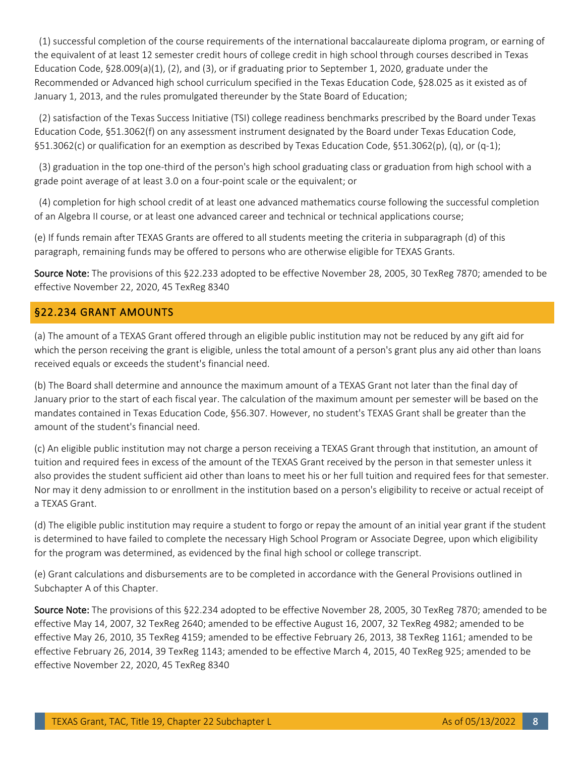(1) successful completion of the course requirements of the international baccalaureate diploma program, or earning of the equivalent of at least 12 semester credit hours of college credit in high school through courses described in Texas Education Code, §28.009(a)(1), (2), and (3), or if graduating prior to September 1, 2020, graduate under the Recommended or Advanced high school curriculum specified in the Texas Education Code, §28.025 as it existed as of January 1, 2013, and the rules promulgated thereunder by the State Board of Education;

(2) satisfaction of the Texas Success Initiative (TSI) college readiness benchmarks prescribed by the Board under Texas Education Code, §51.3062(f) on any assessment instrument designated by the Board under Texas Education Code, §51.3062(c) or qualification for an exemption as described by Texas Education Code, §51.3062(p), (q), or (q-1);

(3) graduation in the top one-third of the person's high school graduating class or graduation from high school with a grade point average of at least 3.0 on a four-point scale or the equivalent; or

(4) completion for high school credit of at least one advanced mathematics course following the successful completion of an Algebra II course, or at least one advanced career and technical or technical applications course;

(e) If funds remain after TEXAS Grants are offered to all students meeting the criteria in subparagraph (d) of this paragraph, remaining funds may be offered to persons who are otherwise eligible for TEXAS Grants.

**Source Note:** The provisions of this §22.233 adopted to be effective November 28, 2005, 30 TexReg 7870; amended to be effective November 22, 2020, 45 TexReg 8340

## §22.234 GRANT AMOUNTS

(a) The amount of a TEXAS Grant offered through an eligible public institution may not be reduced by any gift aid for which the person receiving the grant is eligible, unless the total amount of a person's grant plus any aid other than loans received equals or exceeds the student's financial need.

(b) The Board shall determine and announce the maximum amount of a TEXAS Grant not later than the final day of January prior to the start of each fiscal year. The calculation of the maximum amount per semester will be based on the mandates contained in Texas Education Code, §56.307. However, no student's TEXAS Grant shall be greater than the amount of the student's financial need.

(c) An eligible public institution may not charge a person receiving a TEXAS Grant through that institution, an amount of tuition and required fees in excess of the amount of the TEXAS Grant received by the person in that semester unless it also provides the student sufficient aid other than loans to meet his or her full tuition and required fees for that semester. Nor may it deny admission to or enrollment in the institution based on a person's eligibility to receive or actual receipt of a TEXAS Grant.

(d) The eligible public institution may require a student to forgo or repay the amount of an initial year grant if the student is determined to have failed to complete the necessary High School Program or Associate Degree, upon which eligibility for the program was determined, as evidenced by the final high school or college transcript.

(e) Grant calculations and disbursements are to be completed in accordance with the General Provisions outlined in Subchapter A of this Chapter.

**Source Note:** The provisions of this §22.234 adopted to be effective November 28, 2005, 30 TexReg 7870; amended to be effective May 14, 2007, 32 TexReg 2640; amended to be effective August 16, 2007, 32 TexReg 4982; amended to be effective May 26, 2010, 35 TexReg 4159; amended to be effective February 26, 2013, 38 TexReg 1161; amended to be effective February 26, 2014, 39 TexReg 1143; amended to be effective March 4, 2015, 40 TexReg 925; amended to be effective November 22, 2020, 45 TexReg 8340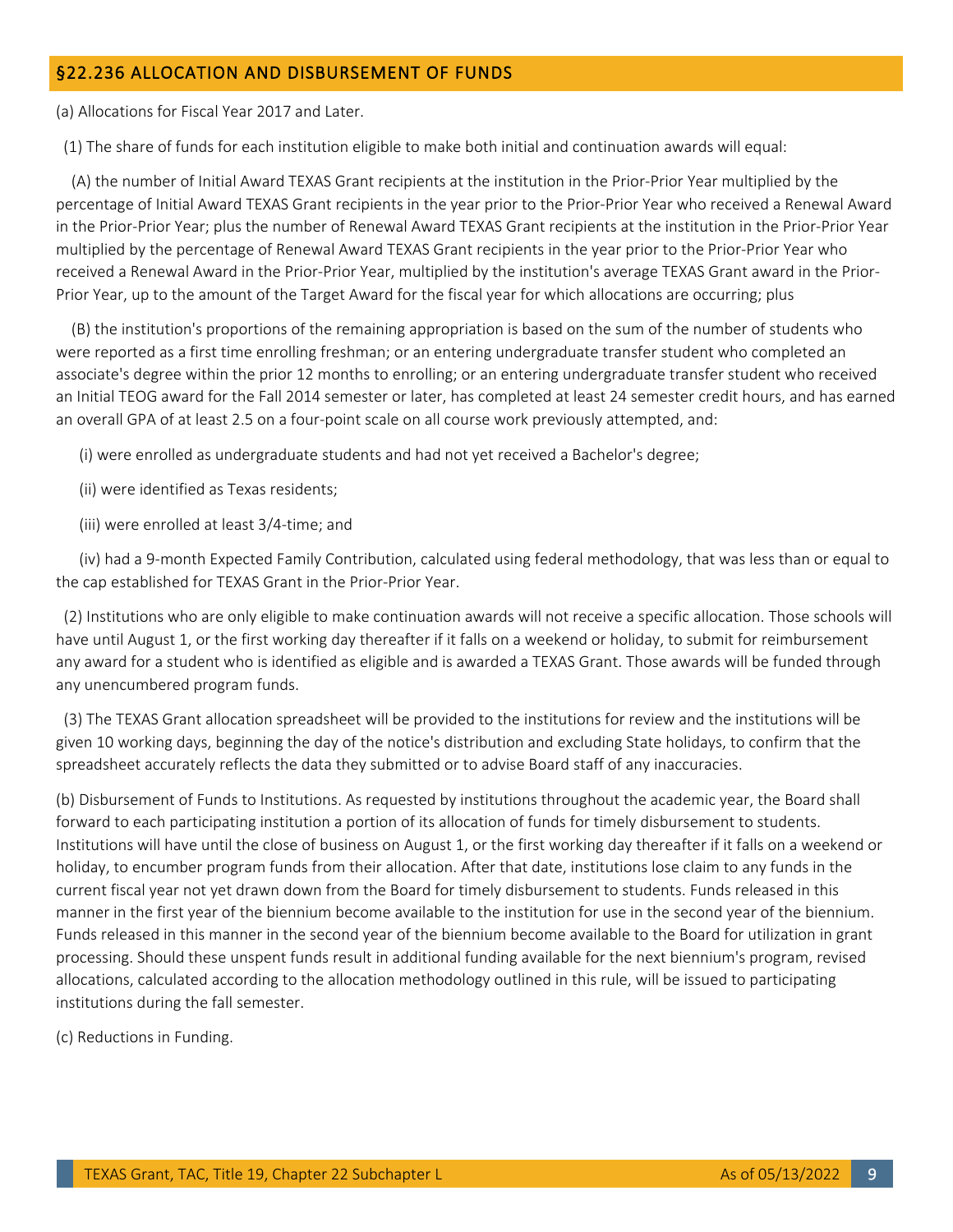## §22.236 ALLOCATION AND DISBURSEMENT OF FUNDS

(a) Allocations for Fiscal Year 2017 and Later.

(1) The share of funds for each institution eligible to make both initial and continuation awards will equal:

(A) the number of Initial Award TEXAS Grant recipients at the institution in the Prior-Prior Year multiplied by the percentage of Initial Award TEXAS Grant recipients in the year prior to the Prior-Prior Year who received a Renewal Award in the Prior-Prior Year; plus the number of Renewal Award TEXAS Grant recipients at the institution in the Prior-Prior Year multiplied by the percentage of Renewal Award TEXAS Grant recipients in the year prior to the Prior-Prior Year who received a Renewal Award in the Prior-Prior Year, multiplied by the institution's average TEXAS Grant award in the Prior-Prior Year, up to the amount of the Target Award for the fiscal year for which allocations are occurring; plus

(B) the institution's proportions of the remaining appropriation is based on the sum of the number of students who were reported as a first time enrolling freshman; or an entering undergraduate transfer student who completed an associate's degree within the prior 12 months to enrolling; or an entering undergraduate transfer student who received an Initial TEOG award for the Fall 2014 semester or later, has completed at least 24 semester credit hours, and has earned an overall GPA of at least 2.5 on a four-point scale on all course work previously attempted, and:

(i) were enrolled as undergraduate students and had not yet received a Bachelor's degree;

(ii) were identified as Texas residents;

(iii) were enrolled at least 3/4-time; and

(iv) had a 9-month Expected Family Contribution, calculated using federal methodology, that was less than or equal to the cap established for TEXAS Grant in the Prior-Prior Year.

(2) Institutions who are only eligible to make continuation awards will not receive a specific allocation. Those schools will have until August 1, or the first working day thereafter if it falls on a weekend or holiday, to submit for reimbursement any award for a student who is identified as eligible and is awarded a TEXAS Grant. Those awards will be funded through any unencumbered program funds.

(3) The TEXAS Grant allocation spreadsheet will be provided to the institutions for review and the institutions will be given 10 working days, beginning the day of the notice's distribution and excluding State holidays, to confirm that the spreadsheet accurately reflects the data they submitted or to advise Board staff of any inaccuracies.

(b) Disbursement of Funds to Institutions. As requested by institutions throughout the academic year, the Board shall forward to each participating institution a portion of its allocation of funds for timely disbursement to students. Institutions will have until the close of business on August 1, or the first working day thereafter if it falls on a weekend or holiday, to encumber program funds from their allocation. After that date, institutions lose claim to any funds in the current fiscal year not yet drawn down from the Board for timely disbursement to students. Funds released in this manner in the first year of the biennium become available to the institution for use in the second year of the biennium. Funds released in this manner in the second year of the biennium become available to the Board for utilization in grant processing. Should these unspent funds result in additional funding available for the next biennium's program, revised allocations, calculated according to the allocation methodology outlined in this rule, will be issued to participating institutions during the fall semester.

(c) Reductions in Funding.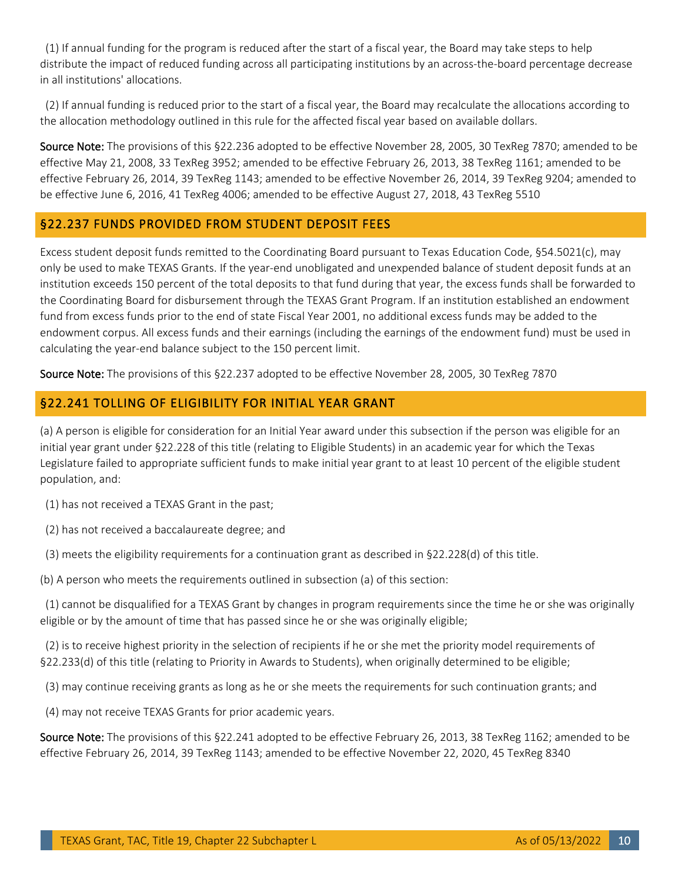(1) If annual funding for the program is reduced after the start of a fiscal year, the Board may take steps to help distribute the impact of reduced funding across all participating institutions by an across-the-board percentage decrease in all institutions' allocations.

(2) If annual funding is reduced prior to the start of a fiscal year, the Board may recalculate the allocations according to the allocation methodology outlined in this rule for the affected fiscal year based on available dollars.

**Source Note:** The provisions of this §22.236 adopted to be effective November 28, 2005, 30 TexReg 7870; amended to be effective May 21, 2008, 33 TexReg 3952; amended to be effective February 26, 2013, 38 TexReg 1161; amended to be effective February 26, 2014, 39 TexReg 1143; amended to be effective November 26, 2014, 39 TexReg 9204; amended to be effective June 6, 2016, 41 TexReg 4006; amended to be effective August 27, 2018, 43 TexReg 5510

## §22.237 FUNDS PROVIDED FROM STUDENT DEPOSIT FEES

Excess student deposit funds remitted to the Coordinating Board pursuant to Texas Education Code, §54.5021(c), may only be used to make TEXAS Grants. If the year-end unobligated and unexpended balance of student deposit funds at an institution exceeds 150 percent of the total deposits to that fund during that year, the excess funds shall be forwarded to the Coordinating Board for disbursement through the TEXAS Grant Program. If an institution established an endowment fund from excess funds prior to the end of state Fiscal Year 2001, no additional excess funds may be added to the endowment corpus. All excess funds and their earnings (including the earnings of the endowment fund) must be used in calculating the year-end balance subject to the 150 percent limit.

**Source Note:** The provisions of this §22.237 adopted to be effective November 28, 2005, 30 TexReg 7870

## §22.241 TOLLING OF ELIGIBILITY FOR INITIAL YEAR GRANT

(a) A person is eligible for consideration for an Initial Year award under this subsection if the person was eligible for an initial year grant under §22.228 of this title (relating to Eligible Students) in an academic year for which the Texas Legislature failed to appropriate sufficient funds to make initial year grant to at least 10 percent of the eligible student population, and:

(1) has not received a TEXAS Grant in the past;

(2) has not received a baccalaureate degree; and

(3) meets the eligibility requirements for a continuation grant as described in §22.228(d) of this title.

(b) A person who meets the requirements outlined in subsection (a) of this section:

(1) cannot be disqualified for a TEXAS Grant by changes in program requirements since the time he or she was originally eligible or by the amount of time that has passed since he or she was originally eligible;

(2) is to receive highest priority in the selection of recipients if he or she met the priority model requirements of §22.233(d) of this title (relating to Priority in Awards to Students), when originally determined to be eligible;

(3) may continue receiving grants as long as he or she meets the requirements for such continuation grants; and

(4) may not receive TEXAS Grants for prior academic years.

**Source Note:** The provisions of this §22.241 adopted to be effective February 26, 2013, 38 TexReg 1162; amended to be effective February 26, 2014, 39 TexReg 1143; amended to be effective November 22, 2020, 45 TexReg 8340